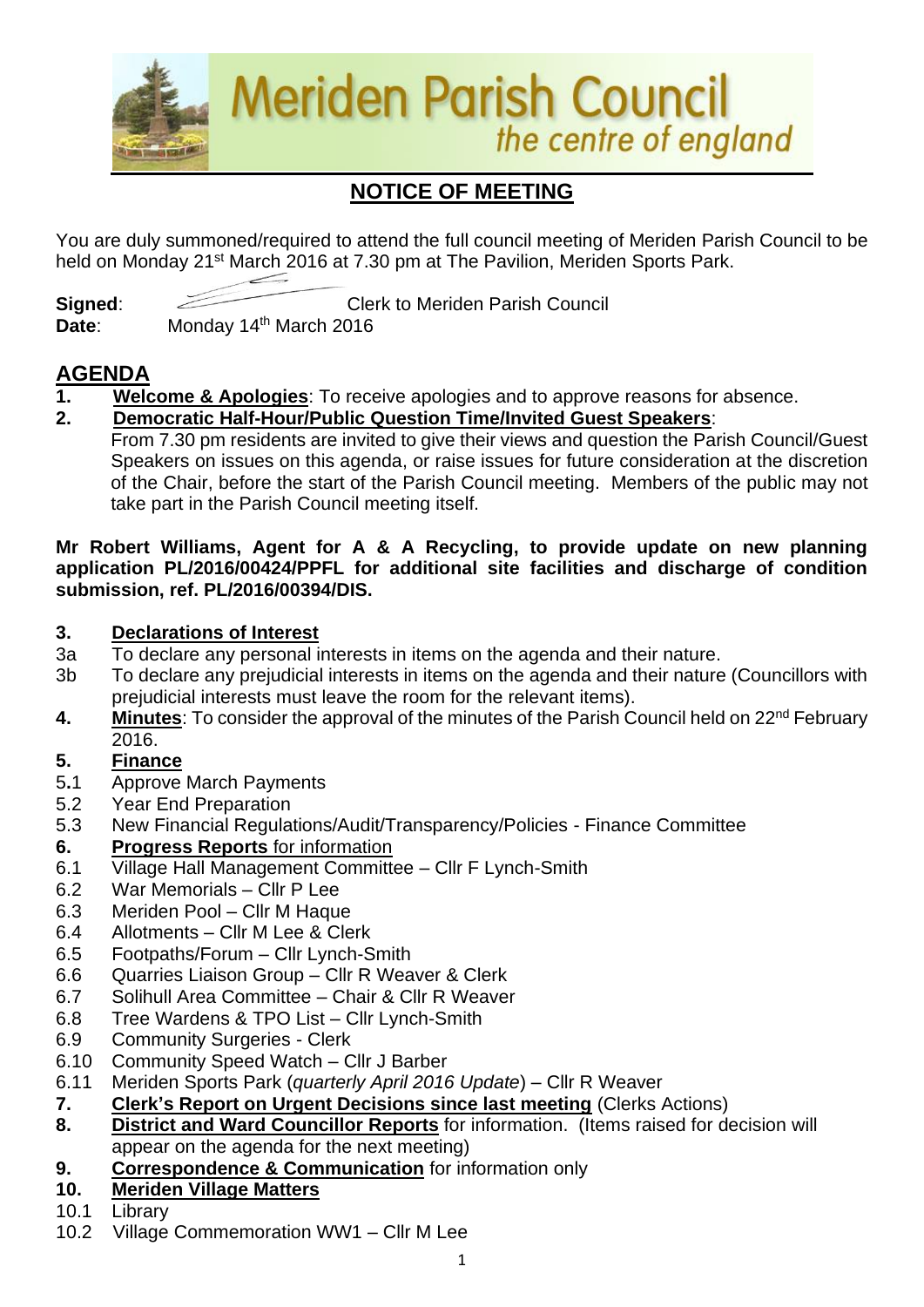# Meriden Parish Council

*the centre of england*

## NOTICE OF MEETING

You are duly summoned/required to attend the full council meeting of Meriden Parish Council to be held on Monday 21st March 2016 at 7.30 pm at The Pavilion, Meriden Sports Park.

**Signed**: Clerk to Meriden Parish Council

**Date**: Monday 14th March 2016

## AGENDA

1. **Welcome & Apologies**: To receive apologies and to approve reasons for absence.
2. **Democratic Half-Hour/Public Question Time/Invited Guest Speakers**:
   From 7.30 pm residents are invited to give their views and question the Parish Council/Guest Speakers on issues on this agenda, or raise issues for future consideration at the discretion of the Chair, before the start of the Parish Council meeting. Members of the public may not take part in the Parish Council meeting itself.

**Mr Robert Williams, Agent for A & A Recycling, to provide update on new planning application PL/2016/00424/PPFL for additional site facilities and discharge of condition submission, ref. PL/2016/00394/DIS.**

3. **Declarations of Interest**
   - 3a To declare any personal interests in items on the agenda and their nature.
   - 3b To declare any prejudicial interests in items on the agenda and their nature (Councillors with prejudicial interests must leave the room for the relevant items).
4. **Minutes**: To consider the approval of the minutes of the Parish Council held on 22nd February 2016.
5. **Finance**
   - 5.1 Approve March Payments
   - 5.2 Year End Preparation
   - 5.3 New Financial Regulations/Audit/Transparency/Policies - Finance Committee
6. **Progress Reports** for information
   - 6.1 Village Hall Management Committee – Cllr F Lynch-Smith
   - 6.2 War Memorials – Cllr P Lee
   - 6.3 Meriden Pool – Cllr M Haque
   - 6.4 Allotments – Cllr M Lee & Clerk
   - 6.5 Footpaths/Forum – Cllr Lynch-Smith
   - 6.6 Quarries Liaison Group – Cllr R Weaver & Clerk
   - 6.7 Solihull Area Committee – Chair & Cllr R Weaver
   - 6.8 Tree Wardens & TPO List – Cllr Lynch-Smith
   - 6.9 Community Surgeries - Clerk
   - 6.10 Community Speed Watch – Cllr J Barber
   - 6.11 Meriden Sports Park (*quarterly April 2016 Update*) – Cllr R Weaver
7. **Clerk's Report on Urgent Decisions since last meeting** (Clerks Actions)
8. **District and Ward Councillor Reports** for information. (Items raised for decision will appear on the agenda for the next meeting)
9. **Correspondence & Communication** for information only
10. **Meriden Village Matters**
    - 10.1 Library
    - 10.2 Village Commemoration WW1 – Cllr M Lee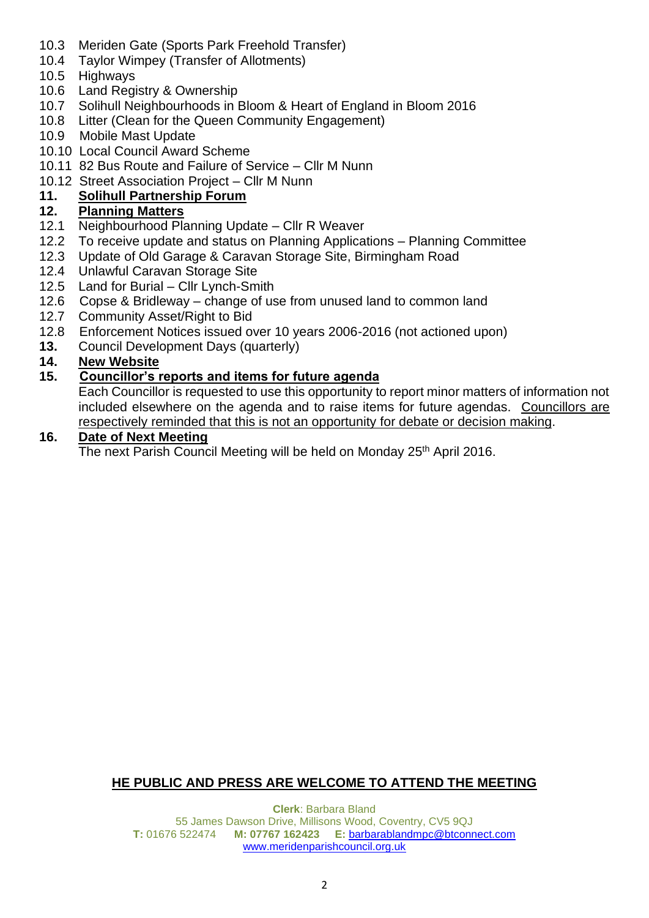10.3 Meriden Gate (Sports Park Freehold Transfer)
10.4 Taylor Wimpey (Transfer of Allotments)
10.5 Highways
10.6 Land Registry & Ownership
10.7 Solihull Neighbourhoods in Bloom & Heart of England in Bloom 2016
10.8 Litter (Clean for the Queen Community Engagement)
10.9 Mobile Mast Update
10.10 Local Council Award Scheme
10.11 82 Bus Route and Failure of Service – Cllr M Nunn
10.12 Street Association Project – Cllr M Nunn

**11. Solihull Partnership Forum**

**12. Planning Matters**

12.1 Neighbourhood Planning Update – Cllr R Weaver
12.2 To receive update and status on Planning Applications – Planning Committee
12.3 Update of Old Garage & Caravan Storage Site, Birmingham Road
12.4 Unlawful Caravan Storage Site
12.5 Land for Burial – Cllr Lynch-Smith
12.6 Copse & Bridleway – change of use from unused land to common land
12.7 Community Asset/Right to Bid
12.8 Enforcement Notices issued over 10 years 2006-2016 (not actioned upon)

**13.** Council Development Days (quarterly)

**14. New Website**

**15. Councillor's reports and items for future agenda**

Each Councillor is requested to use this opportunity to report minor matters of information not included elsewhere on the agenda and to raise items for future agendas. Councillors are respectively reminded that this is not an opportunity for debate or decision making.

**16. Date of Next Meeting**

The next Parish Council Meeting will be held on Monday 25th April 2016.

**HE PUBLIC AND PRESS ARE WELCOME TO ATTEND THE MEETING**

**Clerk**: Barbara Bland
55 James Dawson Drive, Millisons Wood, Coventry, CV5 9QJ
**T:** 01676 522474 **M: 07767 162423** **E:** barbarablandmpc@btconnect.com
www.meridenparishcouncil.org.uk